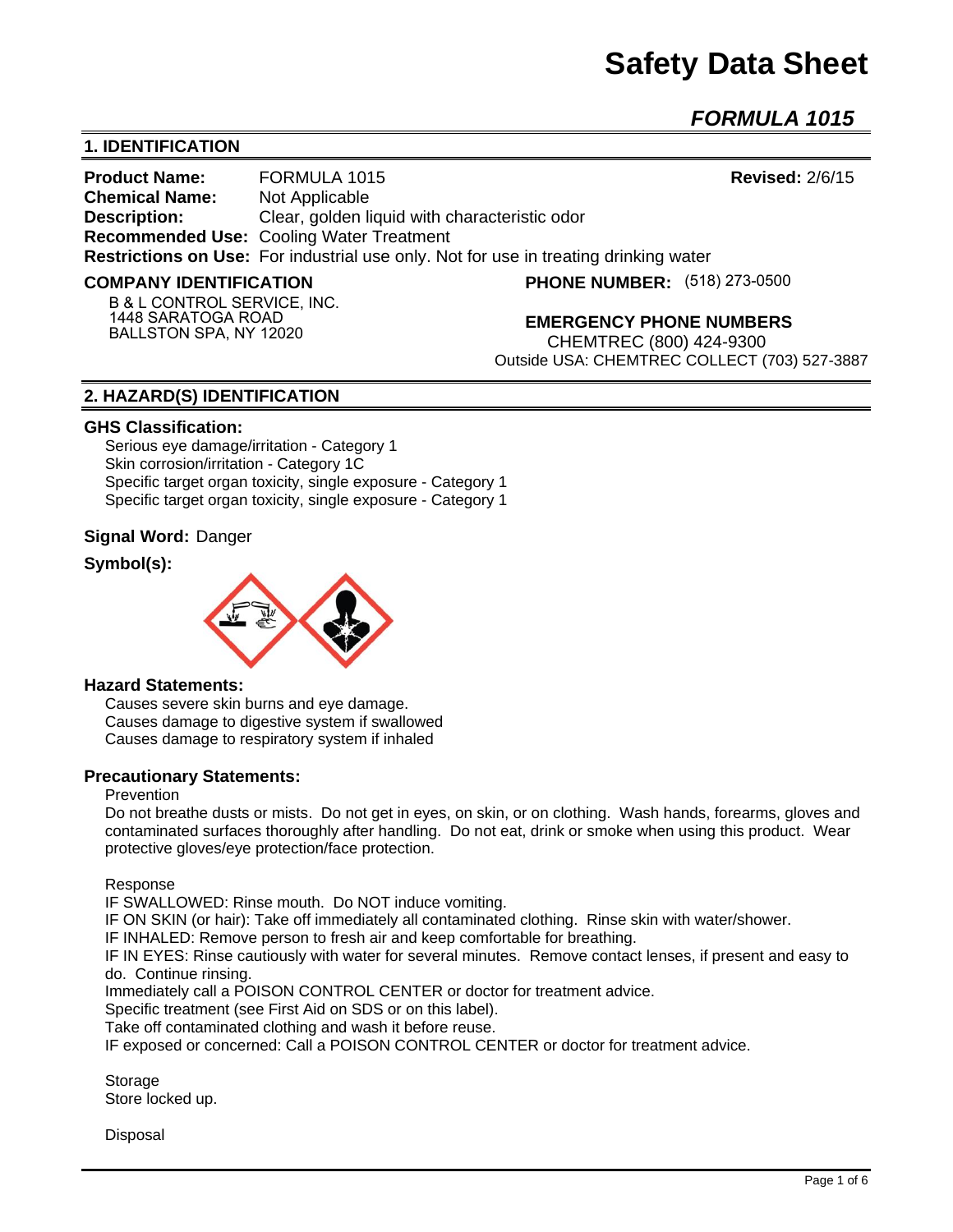# Safety Data Sheet

## *FORMULA 1015*

## 1. IDENTIFICATION

**Product Name:** FORMULA 1015 **Revised:** 2/6/15
**Chemical Name:** Not Applicable
**Description:** Clear, golden liquid with characteristic odor
**Recommended Use:** Cooling Water Treatment
**Restrictions on Use:** For industrial use only. Not for use in treating drinking water

**COMPANY IDENTIFICATION**

B & L CONTROL SERVICE, INC.
1448 SARATOGA ROAD
BALLSTON SPA, NY 12020

**PHONE NUMBER:** (518) 273-0500

**EMERGENCY PHONE NUMBERS**

CHEMTREC (800) 424-9300
Outside USA: CHEMTREC COLLECT (703) 527-3887

## 2. HAZARD(S) IDENTIFICATION

### GHS Classification:

Serious eye damage/irritation - Category 1
Skin corrosion/irritation - Category 1C
Specific target organ toxicity, single exposure - Category 1
Specific target organ toxicity, single exposure - Category 1

**Signal Word:** Danger

**Symbol(s):**

### Hazard Statements:

Causes severe skin burns and eye damage.
Causes damage to digestive system if swallowed
Causes damage to respiratory system if inhaled

### Precautionary Statements:

Prevention

Do not breathe dusts or mists. Do not get in eyes, on skin, or on clothing. Wash hands, forearms, gloves and contaminated surfaces thoroughly after handling. Do not eat, drink or smoke when using this product. Wear protective gloves/eye protection/face protection.

Response

IF SWALLOWED: Rinse mouth. Do NOT induce vomiting.
IF ON SKIN (or hair): Take off immediately all contaminated clothing. Rinse skin with water/shower.
IF INHALED: Remove person to fresh air and keep comfortable for breathing.
IF IN EYES: Rinse cautiously with water for several minutes. Remove contact lenses, if present and easy to do. Continue rinsing.
Immediately call a POISON CONTROL CENTER or doctor for treatment advice.
Specific treatment (see First Aid on SDS or on this label).
Take off contaminated clothing and wash it before reuse.
IF exposed or concerned: Call a POISON CONTROL CENTER or doctor for treatment advice.

Storage

Store locked up.

Disposal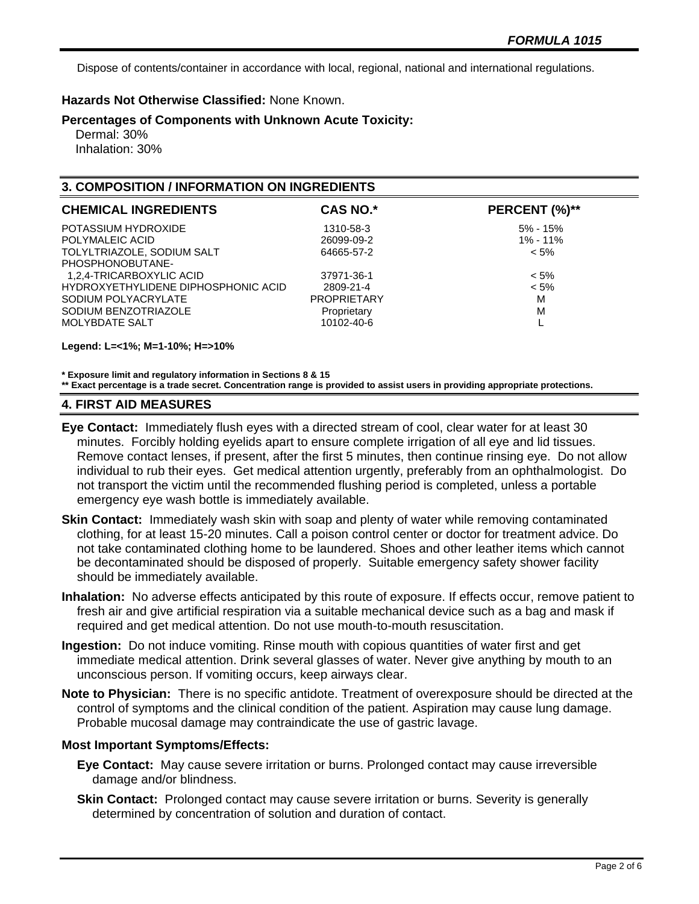Dispose of contents/container in accordance with local, regional, national and international regulations.

**Hazards Not Otherwise Classified:** None Known.

**Percentages of Components with Unknown Acute Toxicity:**
Dermal: 30%
Inhalation: 30%

## 3. COMPOSITION / INFORMATION ON INGREDIENTS

| CHEMICAL INGREDIENTS | CAS NO.* | PERCENT (%)** |
|---|---|---|
| POTASSIUM HYDROXIDE | 1310-58-3 | 5% - 15% |
| POLYMALEIC ACID | 26099-09-2 | 1% - 11% |
| TOLYLTRIAZOLE, SODIUM SALT | 64665-57-2 | < 5% |
| PHOSPHONOBUTANE-1,2,4-TRICARBOXYLIC ACID | 37971-36-1 | < 5% |
| HYDROXYETHYLIDENE DIPHOSPHONIC ACID | 2809-21-4 | < 5% |
| SODIUM POLYACRYLATE | PROPRIETARY | M |
| SODIUM BENZOTRIAZOLE | Proprietary | M |
| MOLYBDATE SALT | 10102-40-6 | L |

**Legend: L=<1%; M=1-10%; H=>10%**

**\* Exposure limit and regulatory information in Sections 8 & 15**
**\*\* Exact percentage is a trade secret. Concentration range is provided to assist users in providing appropriate protections.**

## 4. FIRST AID MEASURES

**Eye Contact:** Immediately flush eyes with a directed stream of cool, clear water for at least 30 minutes. Forcibly holding eyelids apart to ensure complete irrigation of all eye and lid tissues. Remove contact lenses, if present, after the first 5 minutes, then continue rinsing eye. Do not allow individual to rub their eyes. Get medical attention urgently, preferably from an ophthalmologist. Do not transport the victim until the recommended flushing period is completed, unless a portable emergency eye wash bottle is immediately available.

**Skin Contact:** Immediately wash skin with soap and plenty of water while removing contaminated clothing, for at least 15-20 minutes. Call a poison control center or doctor for treatment advice. Do not take contaminated clothing home to be laundered. Shoes and other leather items which cannot be decontaminated should be disposed of properly. Suitable emergency safety shower facility should be immediately available.

**Inhalation:** No adverse effects anticipated by this route of exposure. If effects occur, remove patient to fresh air and give artificial respiration via a suitable mechanical device such as a bag and mask if required and get medical attention. Do not use mouth-to-mouth resuscitation.

**Ingestion:** Do not induce vomiting. Rinse mouth with copious quantities of water first and get immediate medical attention. Drink several glasses of water. Never give anything by mouth to an unconscious person. If vomiting occurs, keep airways clear.

**Note to Physician:** There is no specific antidote. Treatment of overexposure should be directed at the control of symptoms and the clinical condition of the patient. Aspiration may cause lung damage. Probable mucosal damage may contraindicate the use of gastric lavage.

**Most Important Symptoms/Effects:**

**Eye Contact:** May cause severe irritation or burns. Prolonged contact may cause irreversible damage and/or blindness.

**Skin Contact:** Prolonged contact may cause severe irritation or burns. Severity is generally determined by concentration of solution and duration of contact.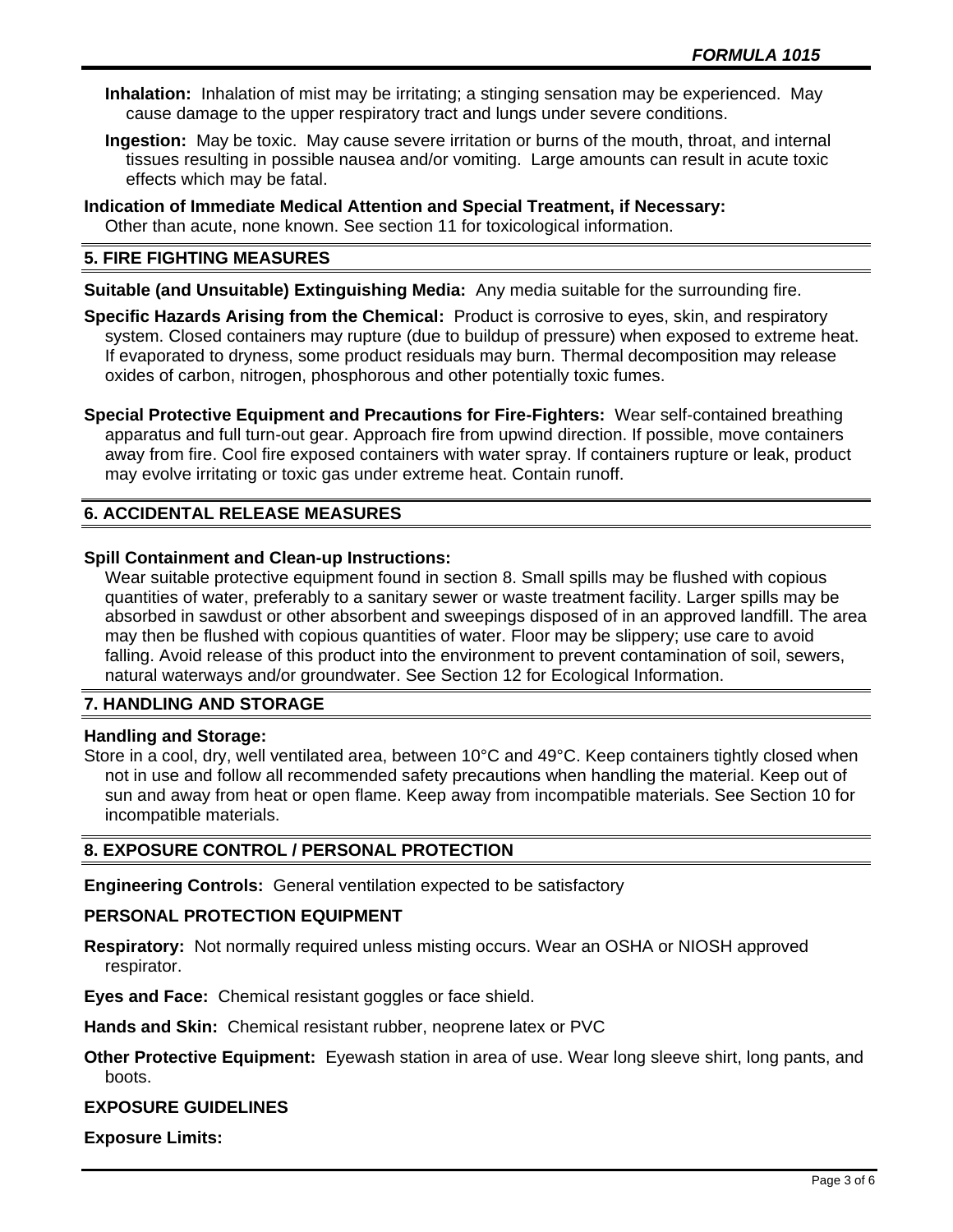**Inhalation:** Inhalation of mist may be irritating; a stinging sensation may be experienced. May cause damage to the upper respiratory tract and lungs under severe conditions.

**Ingestion:** May be toxic. May cause severe irritation or burns of the mouth, throat, and internal tissues resulting in possible nausea and/or vomiting. Large amounts can result in acute toxic effects which may be fatal.

**Indication of Immediate Medical Attention and Special Treatment, if Necessary:**
Other than acute, none known. See section 11 for toxicological information.

## 5. FIRE FIGHTING MEASURES

**Suitable (and Unsuitable) Extinguishing Media:** Any media suitable for the surrounding fire.

**Specific Hazards Arising from the Chemical:** Product is corrosive to eyes, skin, and respiratory system. Closed containers may rupture (due to buildup of pressure) when exposed to extreme heat. If evaporated to dryness, some product residuals may burn. Thermal decomposition may release oxides of carbon, nitrogen, phosphorous and other potentially toxic fumes.

**Special Protective Equipment and Precautions for Fire-Fighters:** Wear self-contained breathing apparatus and full turn-out gear. Approach fire from upwind direction. If possible, move containers away from fire. Cool fire exposed containers with water spray. If containers rupture or leak, product may evolve irritating or toxic gas under extreme heat. Contain runoff.

## 6. ACCIDENTAL RELEASE MEASURES

**Spill Containment and Clean-up Instructions:**
Wear suitable protective equipment found in section 8. Small spills may be flushed with copious quantities of water, preferably to a sanitary sewer or waste treatment facility. Larger spills may be absorbed in sawdust or other absorbent and sweepings disposed of in an approved landfill. The area may then be flushed with copious quantities of water. Floor may be slippery; use care to avoid falling. Avoid release of this product into the environment to prevent contamination of soil, sewers, natural waterways and/or groundwater. See Section 12 for Ecological Information.

## 7. HANDLING AND STORAGE

**Handling and Storage:**
Store in a cool, dry, well ventilated area, between 10°C and 49°C. Keep containers tightly closed when not in use and follow all recommended safety precautions when handling the material. Keep out of sun and away from heat or open flame. Keep away from incompatible materials. See Section 10 for incompatible materials.

## 8. EXPOSURE CONTROL / PERSONAL PROTECTION

**Engineering Controls:** General ventilation expected to be satisfactory

**PERSONAL PROTECTION EQUIPMENT**

**Respiratory:** Not normally required unless misting occurs. Wear an OSHA or NIOSH approved respirator.

**Eyes and Face:** Chemical resistant goggles or face shield.

**Hands and Skin:** Chemical resistant rubber, neoprene latex or PVC

**Other Protective Equipment:** Eyewash station in area of use. Wear long sleeve shirt, long pants, and boots.

**EXPOSURE GUIDELINES**

**Exposure Limits:**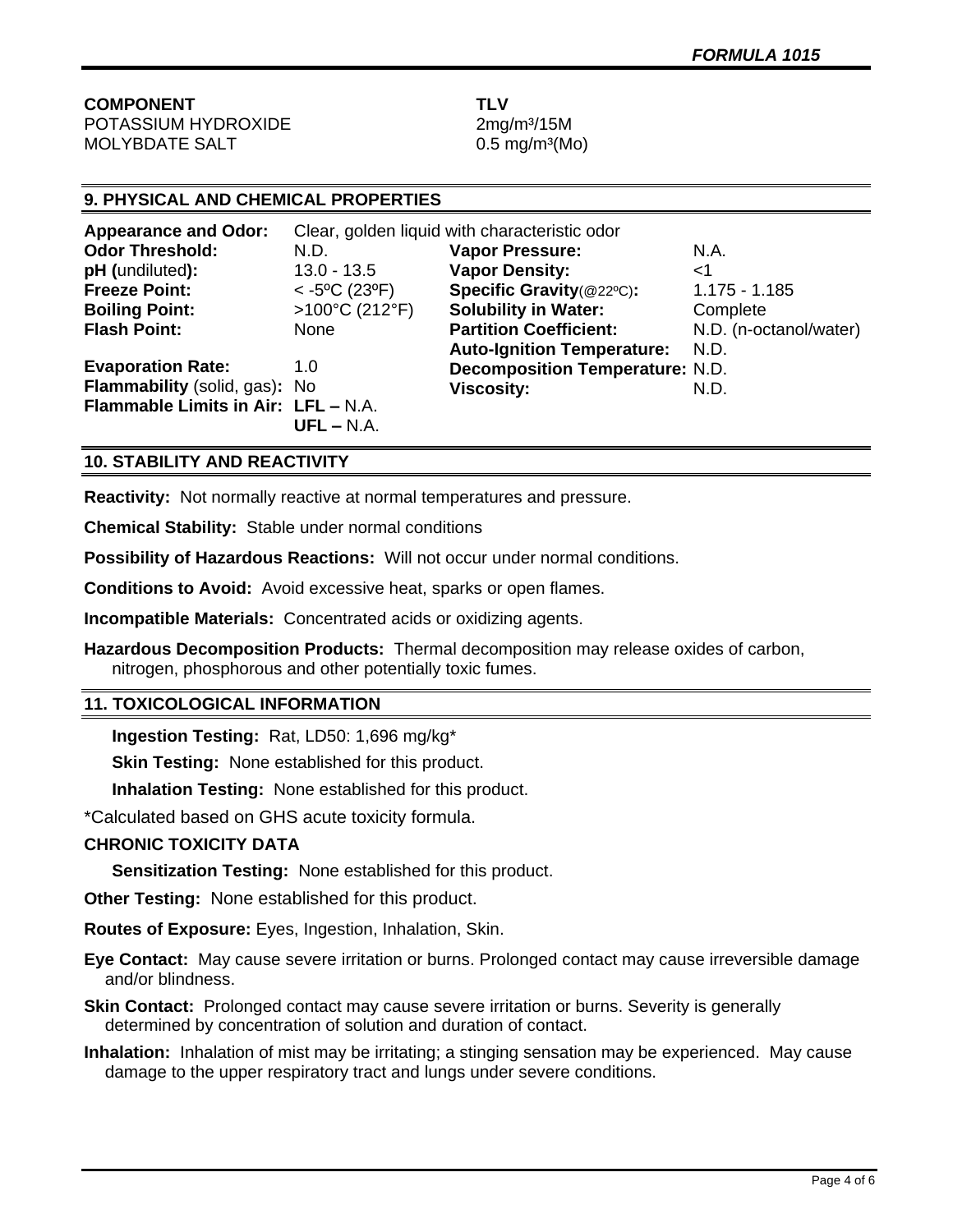| COMPONENT | TLV |
|---|---|
| POTASSIUM HYDROXIDE | 2mg/m³/15M |
| MOLYBDATE SALT | 0.5 mg/m³(Mo) |

## 9. PHYSICAL AND CHEMICAL PROPERTIES

**Appearance and Odor:** Clear, golden liquid with characteristic odor

| | | | |
|---|---|---|---|
| **Odor Threshold:** | N.D. | **Vapor Pressure:** | N.A. |
| **pH (undiluted):** | 13.0 - 13.5 | **Vapor Density:** | <1 |
| **Freeze Point:** | < -5ºC (23ºF) | **Specific Gravity**(@22ºC)**:** | 1.175 - 1.185 |
| **Boiling Point:** | >100°C (212°F) | **Solubility in Water:** | Complete |
| **Flash Point:** | None | **Partition Coefficient:** | N.D. (n-octanol/water) |
| | | **Auto-Ignition Temperature:** | N.D. |
| **Evaporation Rate:** | 1.0 | **Decomposition Temperature:** | N.D. |
| **Flammability** (solid, gas)**:** | No | **Viscosity:** | N.D. |
| **Flammable Limits in Air:** | **LFL –** N.A. **UFL –** N.A. | | |

## 10. STABILITY AND REACTIVITY

**Reactivity:** Not normally reactive at normal temperatures and pressure.

**Chemical Stability:** Stable under normal conditions

**Possibility of Hazardous Reactions:** Will not occur under normal conditions.

**Conditions to Avoid:** Avoid excessive heat, sparks or open flames.

**Incompatible Materials:** Concentrated acids or oxidizing agents.

**Hazardous Decomposition Products:** Thermal decomposition may release oxides of carbon, nitrogen, phosphorous and other potentially toxic fumes.

## 11. TOXICOLOGICAL INFORMATION

**Ingestion Testing:** Rat, LD50: 1,696 mg/kg*

**Skin Testing:** None established for this product.

**Inhalation Testing:** None established for this product.

*Calculated based on GHS acute toxicity formula.

**CHRONIC TOXICITY DATA**

**Sensitization Testing:** None established for this product.

**Other Testing:** None established for this product.

**Routes of Exposure:** Eyes, Ingestion, Inhalation, Skin.

**Eye Contact:** May cause severe irritation or burns. Prolonged contact may cause irreversible damage and/or blindness.

**Skin Contact:** Prolonged contact may cause severe irritation or burns. Severity is generally determined by concentration of solution and duration of contact.

**Inhalation:** Inhalation of mist may be irritating; a stinging sensation may be experienced. May cause damage to the upper respiratory tract and lungs under severe conditions.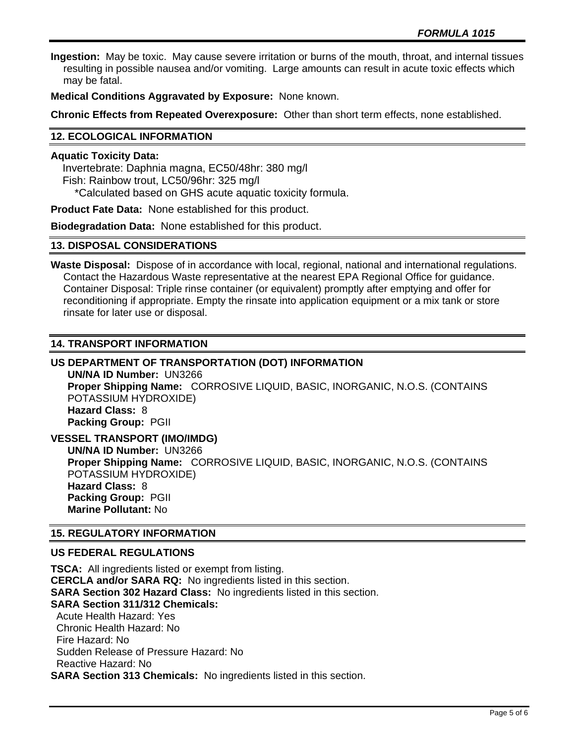**Ingestion:** May be toxic. May cause severe irritation or burns of the mouth, throat, and internal tissues resulting in possible nausea and/or vomiting. Large amounts can result in acute toxic effects which may be fatal.

**Medical Conditions Aggravated by Exposure:** None known.

**Chronic Effects from Repeated Overexposure:** Other than short term effects, none established.

## 12. ECOLOGICAL INFORMATION

**Aquatic Toxicity Data:**

Invertebrate: Daphnia magna, EC50/48hr: 380 mg/l
Fish: Rainbow trout, LC50/96hr: 325 mg/l
*Calculated based on GHS acute aquatic toxicity formula.

**Product Fate Data:** None established for this product.

**Biodegradation Data:** None established for this product.

## 13. DISPOSAL CONSIDERATIONS

**Waste Disposal:** Dispose of in accordance with local, regional, national and international regulations. Contact the Hazardous Waste representative at the nearest EPA Regional Office for guidance. Container Disposal: Triple rinse container (or equivalent) promptly after emptying and offer for reconditioning if appropriate. Empty the rinsate into application equipment or a mix tank or store rinsate for later use or disposal.

## 14. TRANSPORT INFORMATION

### US DEPARTMENT OF TRANSPORTATION (DOT) INFORMATION

**UN/NA ID Number:** UN3266
**Proper Shipping Name:** CORROSIVE LIQUID, BASIC, INORGANIC, N.O.S. (CONTAINS POTASSIUM HYDROXIDE)
**Hazard Class:** 8
**Packing Group:** PGII

### VESSEL TRANSPORT (IMO/IMDG)

**UN/NA ID Number:** UN3266
**Proper Shipping Name:** CORROSIVE LIQUID, BASIC, INORGANIC, N.O.S. (CONTAINS POTASSIUM HYDROXIDE)
**Hazard Class:** 8
**Packing Group:** PGII
**Marine Pollutant:** No

## 15. REGULATORY INFORMATION

### US FEDERAL REGULATIONS

**TSCA:** All ingredients listed or exempt from listing.
**CERCLA and/or SARA RQ:** No ingredients listed in this section.
**SARA Section 302 Hazard Class:** No ingredients listed in this section.
**SARA Section 311/312 Chemicals:**
Acute Health Hazard: Yes
Chronic Health Hazard: No
Fire Hazard: No
Sudden Release of Pressure Hazard: No
Reactive Hazard: No
**SARA Section 313 Chemicals:** No ingredients listed in this section.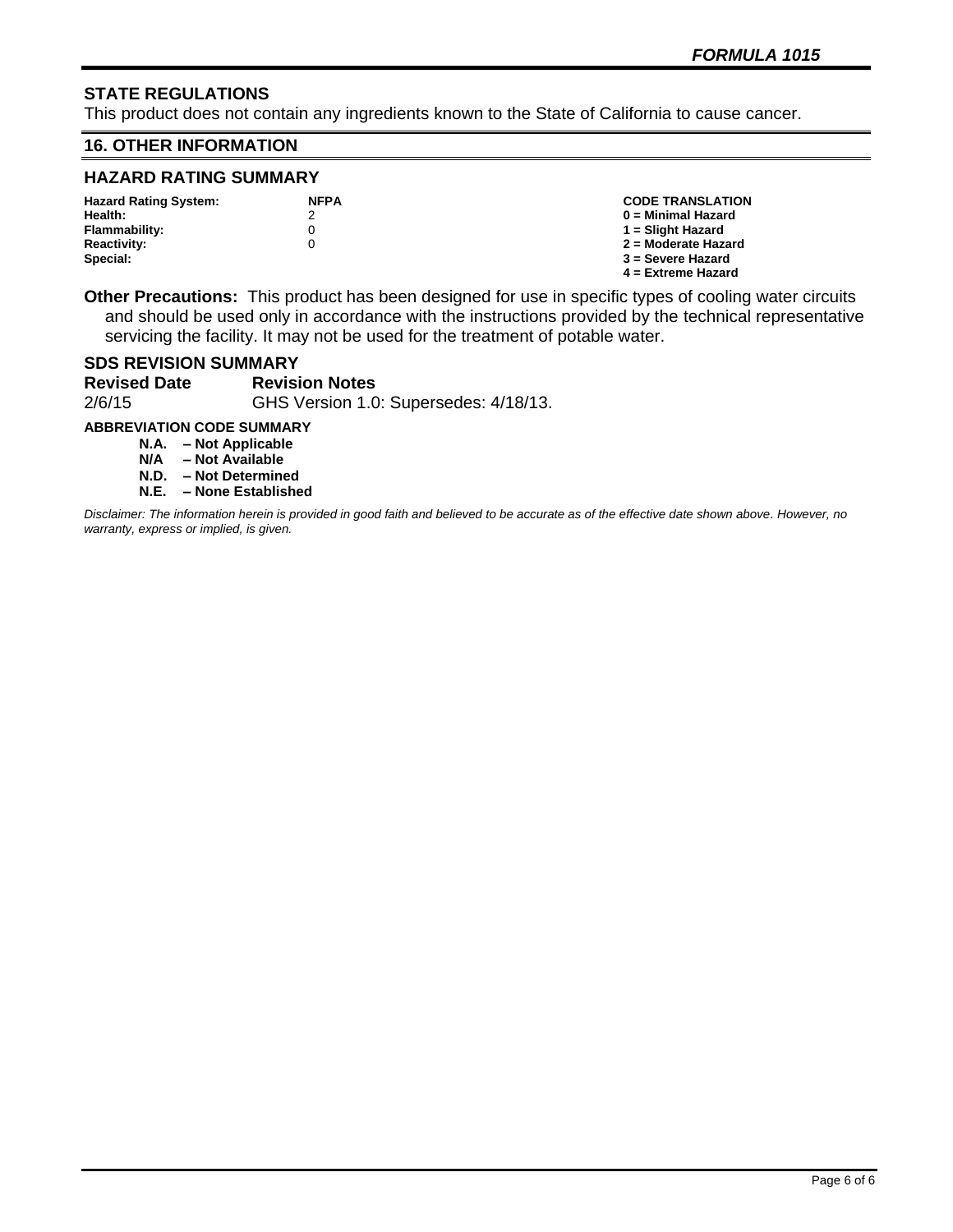## STATE REGULATIONS

This product does not contain any ingredients known to the State of California to cause cancer.

## 16. OTHER INFORMATION

### HAZARD RATING SUMMARY

| Hazard Rating System: | NFPA | CODE TRANSLATION |
|---|---|---|
| Health: | 2 | 0 = Minimal Hazard |
| Flammability: | 0 | 1 = Slight Hazard |
| Reactivity: | 0 | 2 = Moderate Hazard |
| Special: | | 3 = Severe Hazard |
| | | 4 = Extreme Hazard |

**Other Precautions:** This product has been designed for use in specific types of cooling water circuits and should be used only in accordance with the instructions provided by the technical representative servicing the facility. It may not be used for the treatment of potable water.

### SDS REVISION SUMMARY

| Revised Date | Revision Notes |
|---|---|
| 2/6/15 | GHS Version 1.0: Supersedes: 4/18/13. |

**ABBREVIATION CODE SUMMARY**

- **N.A. – Not Applicable**
- **N/A – Not Available**
- **N.D. – Not Determined**
- **N.E. – None Established**

*Disclaimer: The information herein is provided in good faith and believed to be accurate as of the effective date shown above. However, no warranty, express or implied, is given.*